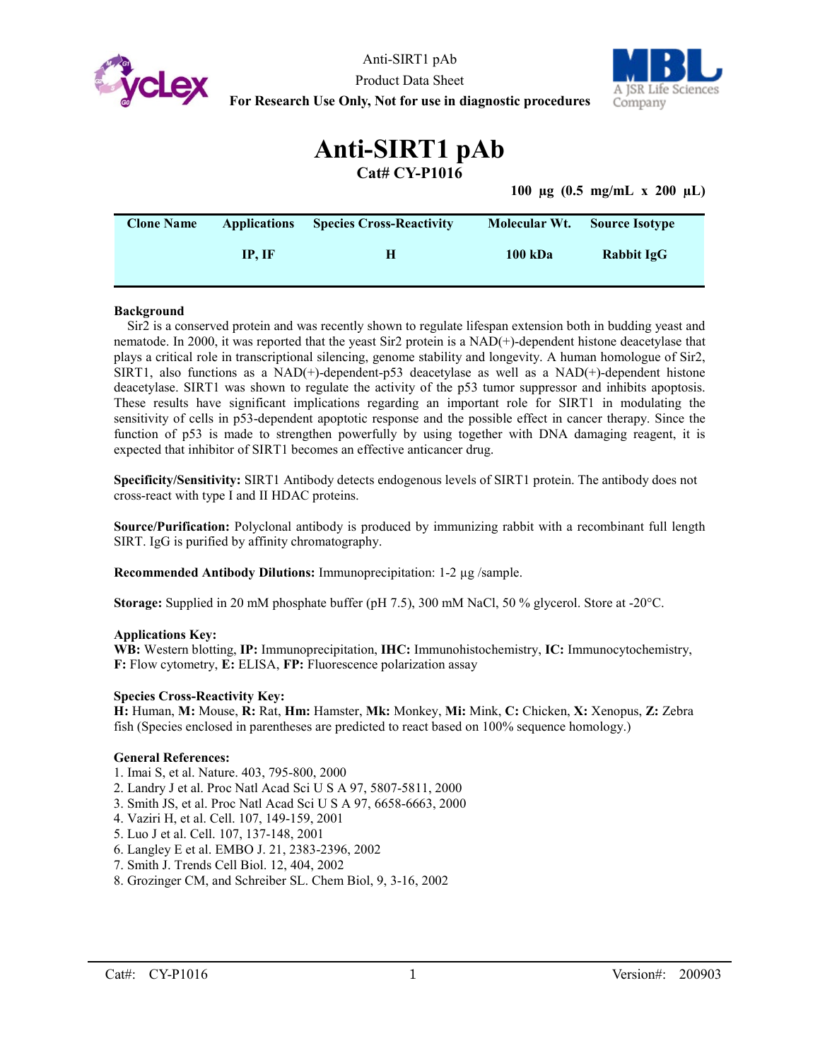Anti-SIRT1 pAb

Product Data Sheet

**For Research Use Only, Not for use in diagnostic procedures**

# Anti-SIRT1 pAb

**Cat# CY-P1016**

**100 µg (0.5 mg/mL x 200 µL)**

| Clone Name | Applications | Species Cross-Reactivity | Molecular Wt. | Source Isotype |
|---|---|---|---|---|
| | IP, IF | H | 100 kDa | Rabbit IgG |

**Background**

Sir2 is a conserved protein and was recently shown to regulate lifespan extension both in budding yeast and nematode. In 2000, it was reported that the yeast Sir2 protein is a NAD(+)-dependent histone deacetylase that plays a critical role in transcriptional silencing, genome stability and longevity. A human homologue of Sir2, SIRT1, also functions as a NAD(+)-dependent-p53 deacetylase as well as a NAD(+)-dependent histone deacetylase. SIRT1 was shown to regulate the activity of the p53 tumor suppressor and inhibits apoptosis. These results have significant implications regarding an important role for SIRT1 in modulating the sensitivity of cells in p53-dependent apoptotic response and the possible effect in cancer therapy. Since the function of p53 is made to strengthen powerfully by using together with DNA damaging reagent, it is expected that inhibitor of SIRT1 becomes an effective anticancer drug.

**Specificity/Sensitivity:** SIRT1 Antibody detects endogenous levels of SIRT1 protein. The antibody does not cross-react with type I and II HDAC proteins.

**Source/Purification:** Polyclonal antibody is produced by immunizing rabbit with a recombinant full length SIRT. IgG is purified by affinity chromatography.

**Recommended Antibody Dilutions:** Immunoprecipitation: 1-2 µg /sample.

**Storage:** Supplied in 20 mM phosphate buffer (pH 7.5), 300 mM NaCl, 50 % glycerol. Store at -20°C.

**Applications Key:**
**WB:** Western blotting, **IP:** Immunoprecipitation, **IHC:** Immunohistochemistry, **IC:** Immunocytochemistry, **F:** Flow cytometry, **E:** ELISA, **FP:** Fluorescence polarization assay

**Species Cross-Reactivity Key:**
**H:** Human, **M:** Mouse, **R:** Rat, **Hm:** Hamster, **Mk:** Monkey, **Mi:** Mink, **C:** Chicken, **X:** Xenopus, **Z:** Zebra fish (Species enclosed in parentheses are predicted to react based on 100% sequence homology.)

**General References:**
1. Imai S, et al. Nature. 403, 795-800, 2000
2. Landry J et al. Proc Natl Acad Sci U S A 97, 5807-5811, 2000
3. Smith JS, et al. Proc Natl Acad Sci U S A 97, 6658-6663, 2000
4. Vaziri H, et al. Cell. 107, 149-159, 2001
5. Luo J et al. Cell. 107, 137-148, 2001
6. Langley E et al. EMBO J. 21, 2383-2396, 2002
7. Smith J. Trends Cell Biol. 12, 404, 2002
8. Grozinger CM, and Schreiber SL. Chem Biol, 9, 3-16, 2002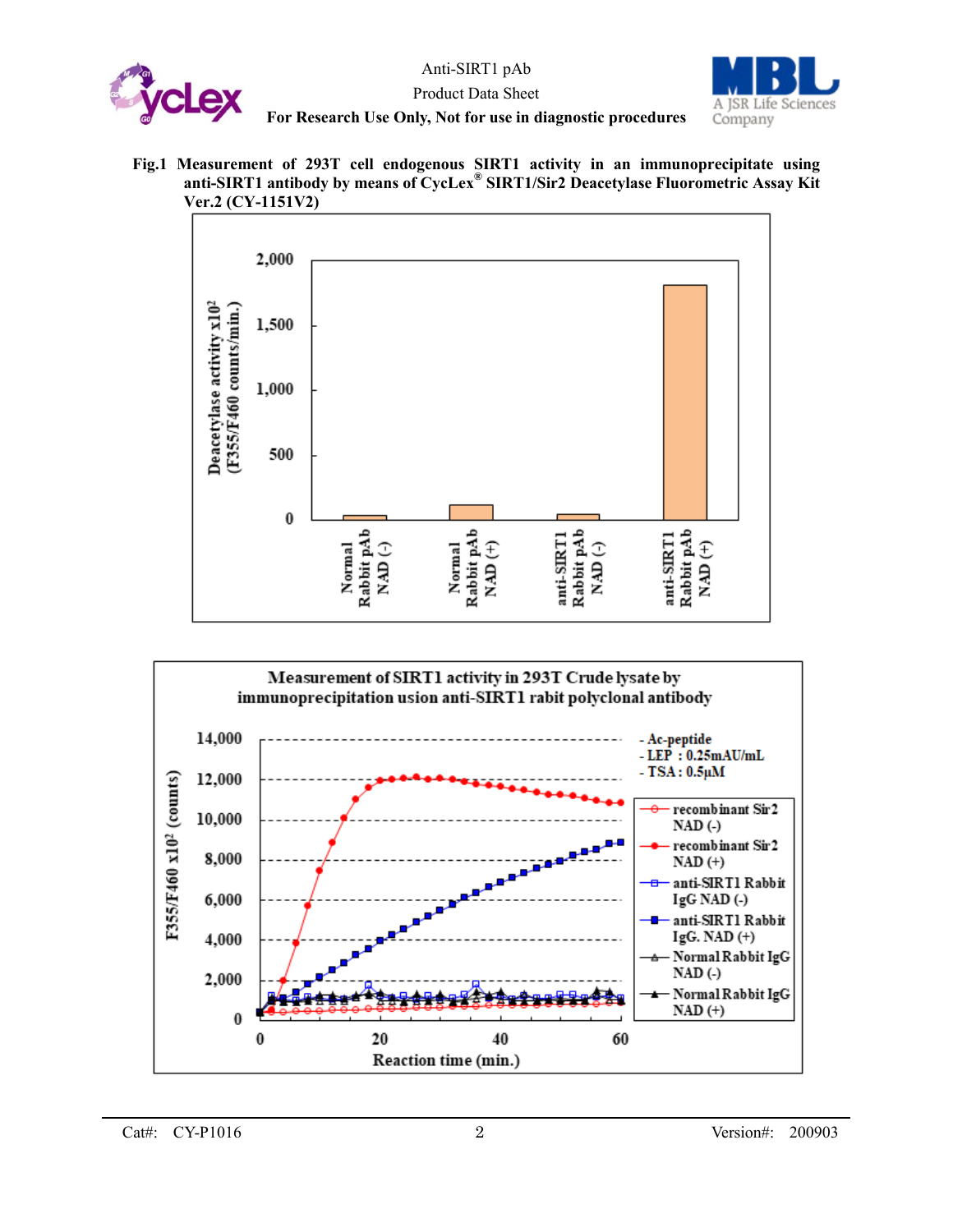**Fig.1 Measurement of 293T cell endogenous SIRT1 activity in an immunoprecipitate using anti-SIRT1 antibody by means of CycLex® SIRT1/Sir2 Deacetylase Fluorometric Assay Kit Ver.2 (CY-1151V2)**

Deacetylase activity x10[2] (F355/F460 counts/min.)

2,000
1,500
1,000
500
0

Normal Rabbit pAb NAD (-) | Normal Rabbit pAb NAD (+) | anti-SIRT1 Rabbit pAb NAD (-) | anti-SIRT1 Rabbit pAb NAD (+)

Measurement of SIRT1 activity in 293T Crude lysate by immunoprecipitation usion anti-SIRT1 rabit polyclonal antibody

F355/F460 x10[2] (counts)

14,000
12,000
10,000
8,000
6,000
4,000
2,000
0

0 20 40 60

Reaction time (min.)

- Ac-peptide
- LEP : 0.25mAU/mL
- TSA : 0.5μM

- recombinant Sir2 NAD (-)
- recombinant Sir2 NAD (+)
- anti-SIRT1 Rabbit IgG NAD (-)
- anti-SIRT1 Rabbit IgG. NAD (+)
- Normal Rabbit IgG NAD (-)
- Normal Rabbit IgG NAD (+)

Cat#: CY-P1016 Version#: 200903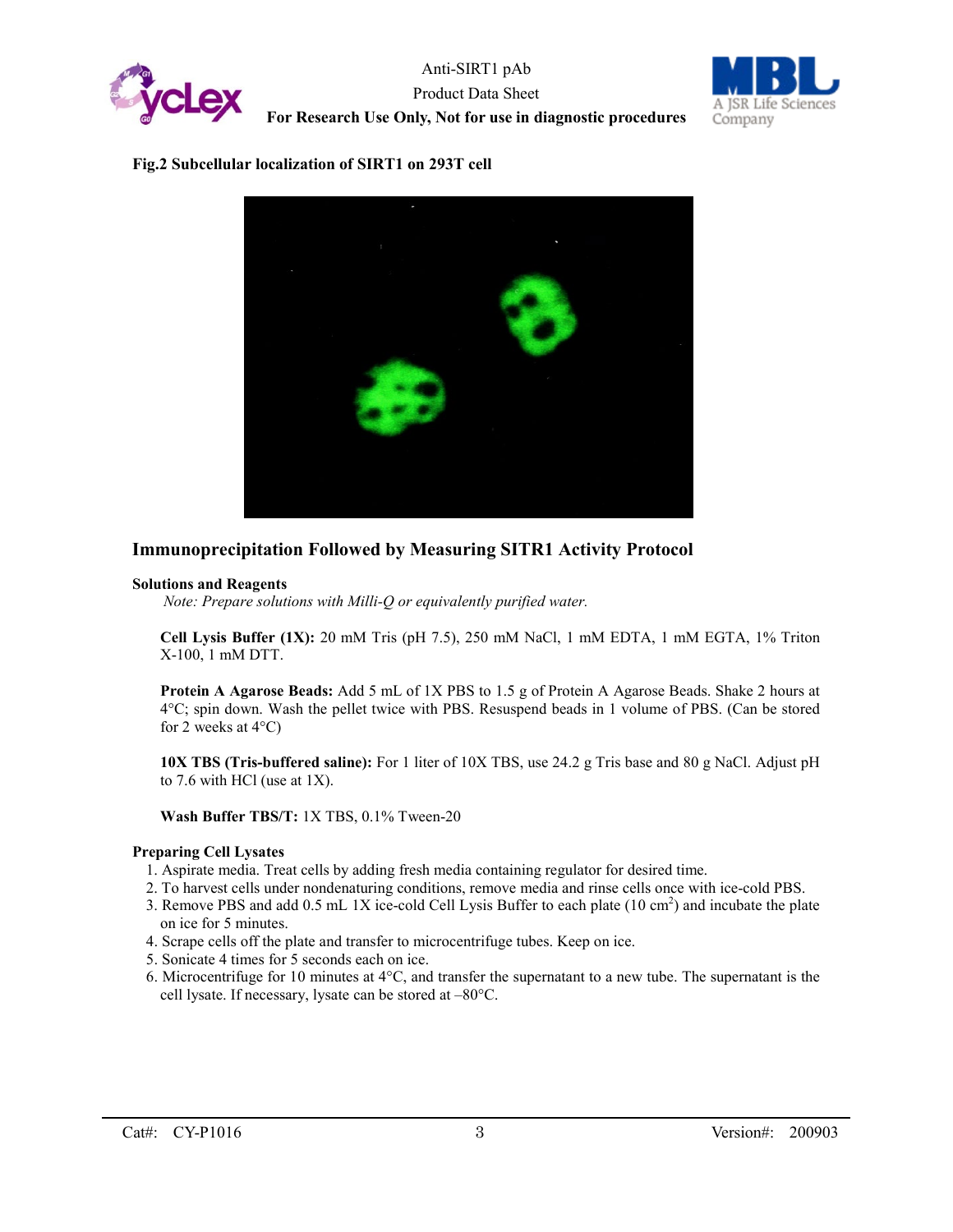**Fig.2 Subcellular localization of SIRT1 on 293T cell**

## Immunoprecipitation Followed by Measuring SITR1 Activity Protocol

### Solutions and Reagents

*Note: Prepare solutions with Milli-Q or equivalently purified water.*

**Cell Lysis Buffer (1X):** 20 mM Tris (pH 7.5), 250 mM NaCl, 1 mM EDTA, 1 mM EGTA, 1% Triton X-100, 1 mM DTT.

**Protein A Agarose Beads:** Add 5 mL of 1X PBS to 1.5 g of Protein A Agarose Beads. Shake 2 hours at 4°C; spin down. Wash the pellet twice with PBS. Resuspend beads in 1 volume of PBS. (Can be stored for 2 weeks at 4°C)

**10X TBS (Tris-buffered saline):** For 1 liter of 10X TBS, use 24.2 g Tris base and 80 g NaCl. Adjust pH to 7.6 with HCl (use at 1X).

**Wash Buffer TBS/T:** 1X TBS, 0.1% Tween-20

### Preparing Cell Lysates

1. Aspirate media. Treat cells by adding fresh media containing regulator for desired time.
2. To harvest cells under nondenaturing conditions, remove media and rinse cells once with ice-cold PBS.
3. Remove PBS and add 0.5 mL 1X ice-cold Cell Lysis Buffer to each plate (10 $cm^2$) and incubate the plate on ice for 5 minutes.
4. Scrape cells off the plate and transfer to microcentrifuge tubes. Keep on ice.
5. Sonicate 4 times for 5 seconds each on ice.
6. Microcentrifuge for 10 minutes at 4°C, and transfer the supernatant to a new tube. The supernatant is the cell lysate. If necessary, lysate can be stored at –80°C.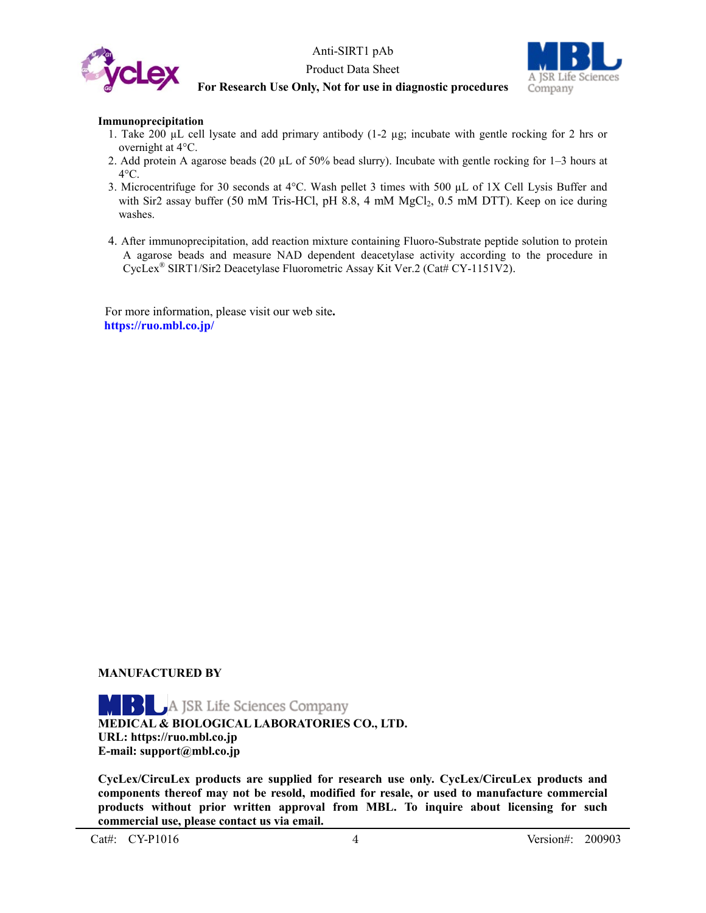**Immunoprecipitation**

1. Take 200 µL cell lysate and add primary antibody (1-2 µg; incubate with gentle rocking for 2 hrs or overnight at 4°C.
2. Add protein A agarose beads (20 µL of 50% bead slurry). Incubate with gentle rocking for 1–3 hours at 4°C.
3. Microcentrifuge for 30 seconds at 4°C. Wash pellet 3 times with 500 µL of 1X Cell Lysis Buffer and with Sir2 assay buffer (50 mM Tris-HCl, pH 8.8, 4 mM $MgCl_2$, 0.5 mM DTT). Keep on ice during washes.
4. After immunoprecipitation, add reaction mixture containing Fluoro-Substrate peptide solution to protein A agarose beads and measure NAD dependent deacetylase activity according to the procedure in CycLex® SIRT1/Sir2 Deacetylase Fluorometric Assay Kit Ver.2 (Cat# CY-1151V2).

For more information, please visit our web site**.**
**https://ruo.mbl.co.jp/**

**MANUFACTURED BY**

A JSR Life Sciences Company
**MEDICAL & BIOLOGICAL LABORATORIES CO., LTD.**
**URL: https://ruo.mbl.co.jp**
**E-mail: support@mbl.co.jp**

**CycLex/CircuLex products are supplied for research use only. CycLex/CircuLex products and components thereof may not be resold, modified for resale, or used to manufacture commercial products without prior written approval from MBL. To inquire about licensing for such commercial use, please contact us via email.**